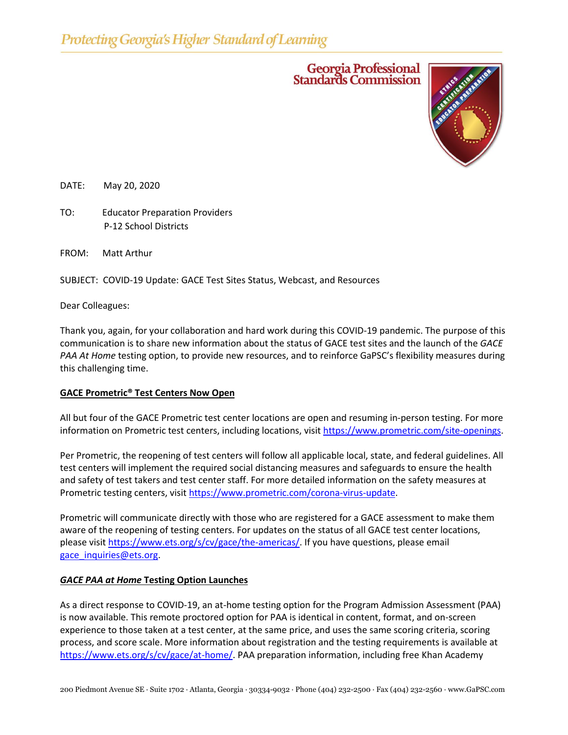Protecting Georgia's Higher Standard of Learning

Georgia Professional Standards Commission

DATE: May 20, 2020

TO: Educator Preparation Providers
P-12 School Districts

FROM: Matt Arthur

SUBJECT: COVID-19 Update: GACE Test Sites Status, Webcast, and Resources

Dear Colleagues:

Thank you, again, for your collaboration and hard work during this COVID-19 pandemic. The purpose of this communication is to share new information about the status of GACE test sites and the launch of the *GACE PAA At Home* testing option, to provide new resources, and to reinforce GaPSC's flexibility measures during this challenging time.

**GACE Prometric® Test Centers Now Open**

All but four of the GACE Prometric test center locations are open and resuming in-person testing. For more information on Prometric test centers, including locations, visit https://www.prometric.com/site-openings.

Per Prometric, the reopening of test centers will follow all applicable local, state, and federal guidelines. All test centers will implement the required social distancing measures and safeguards to ensure the health and safety of test takers and test center staff. For more detailed information on the safety measures at Prometric testing centers, visit https://www.prometric.com/corona-virus-update.

Prometric will communicate directly with those who are registered for a GACE assessment to make them aware of the reopening of testing centers. For updates on the status of all GACE test center locations, please visit https://www.ets.org/s/cv/gace/the-americas/. If you have questions, please email gace_inquiries@ets.org.

***GACE PAA at Home* Testing Option Launches**

As a direct response to COVID-19, an at-home testing option for the Program Admission Assessment (PAA) is now available. This remote proctored option for PAA is identical in content, format, and on-screen experience to those taken at a test center, at the same price, and uses the same scoring criteria, scoring process, and score scale. More information about registration and the testing requirements is available at https://www.ets.org/s/cv/gace/at-home/. PAA preparation information, including free Khan Academy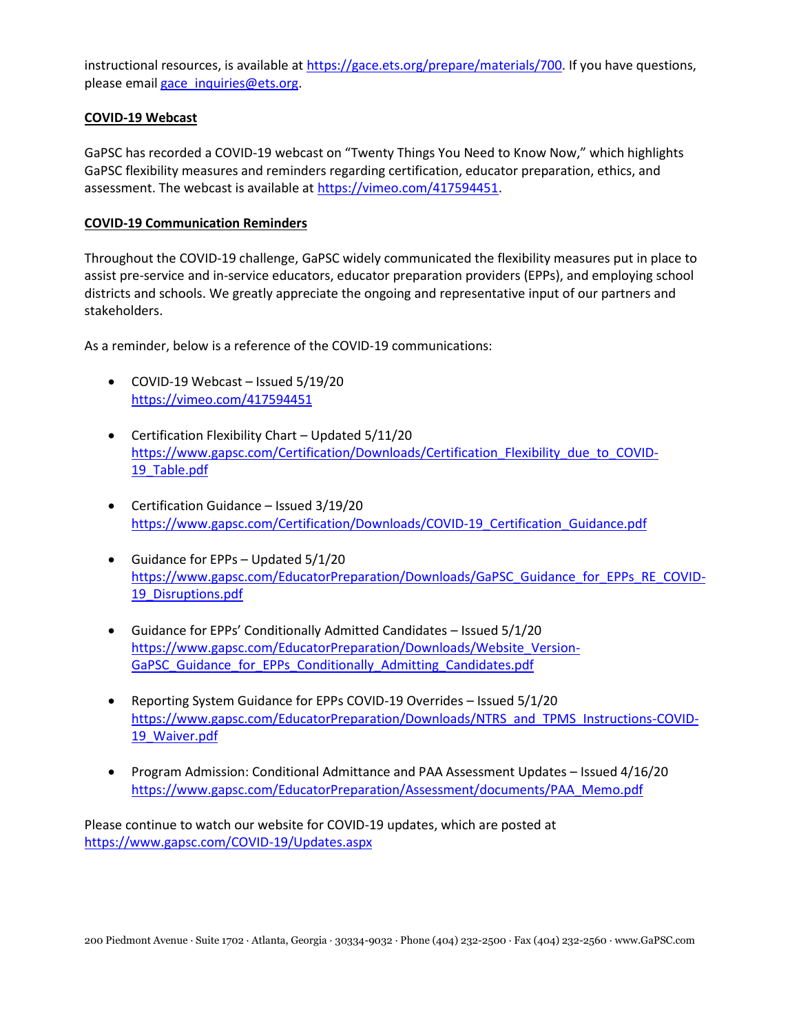instructional resources, is available at https://gace.ets.org/prepare/materials/700. If you have questions, please email gace_inquiries@ets.org.

**COVID-19 Webcast**

GaPSC has recorded a COVID-19 webcast on "Twenty Things You Need to Know Now," which highlights GaPSC flexibility measures and reminders regarding certification, educator preparation, ethics, and assessment. The webcast is available at https://vimeo.com/417594451.

**COVID-19 Communication Reminders**

Throughout the COVID-19 challenge, GaPSC widely communicated the flexibility measures put in place to assist pre-service and in-service educators, educator preparation providers (EPPs), and employing school districts and schools. We greatly appreciate the ongoing and representative input of our partners and stakeholders.

As a reminder, below is a reference of the COVID-19 communications:

- COVID-19 Webcast – Issued 5/19/20
  https://vimeo.com/417594451

- Certification Flexibility Chart – Updated 5/11/20
  https://www.gapsc.com/Certification/Downloads/Certification_Flexibility_due_to_COVID-19_Table.pdf

- Certification Guidance – Issued 3/19/20
  https://www.gapsc.com/Certification/Downloads/COVID-19_Certification_Guidance.pdf

- Guidance for EPPs – Updated 5/1/20
  https://www.gapsc.com/EducatorPreparation/Downloads/GaPSC_Guidance_for_EPPs_RE_COVID-19_Disruptions.pdf

- Guidance for EPPs' Conditionally Admitted Candidates – Issued 5/1/20
  https://www.gapsc.com/EducatorPreparation/Downloads/Website_Version-GaPSC_Guidance_for_EPPs_Conditionally_Admitting_Candidates.pdf

- Reporting System Guidance for EPPs COVID-19 Overrides – Issued 5/1/20
  https://www.gapsc.com/EducatorPreparation/Downloads/NTRS_and_TPMS_Instructions-COVID-19_Waiver.pdf

- Program Admission: Conditional Admittance and PAA Assessment Updates – Issued 4/16/20
  https://www.gapsc.com/EducatorPreparation/Assessment/documents/PAA_Memo.pdf

Please continue to watch our website for COVID-19 updates, which are posted at https://www.gapsc.com/COVID-19/Updates.aspx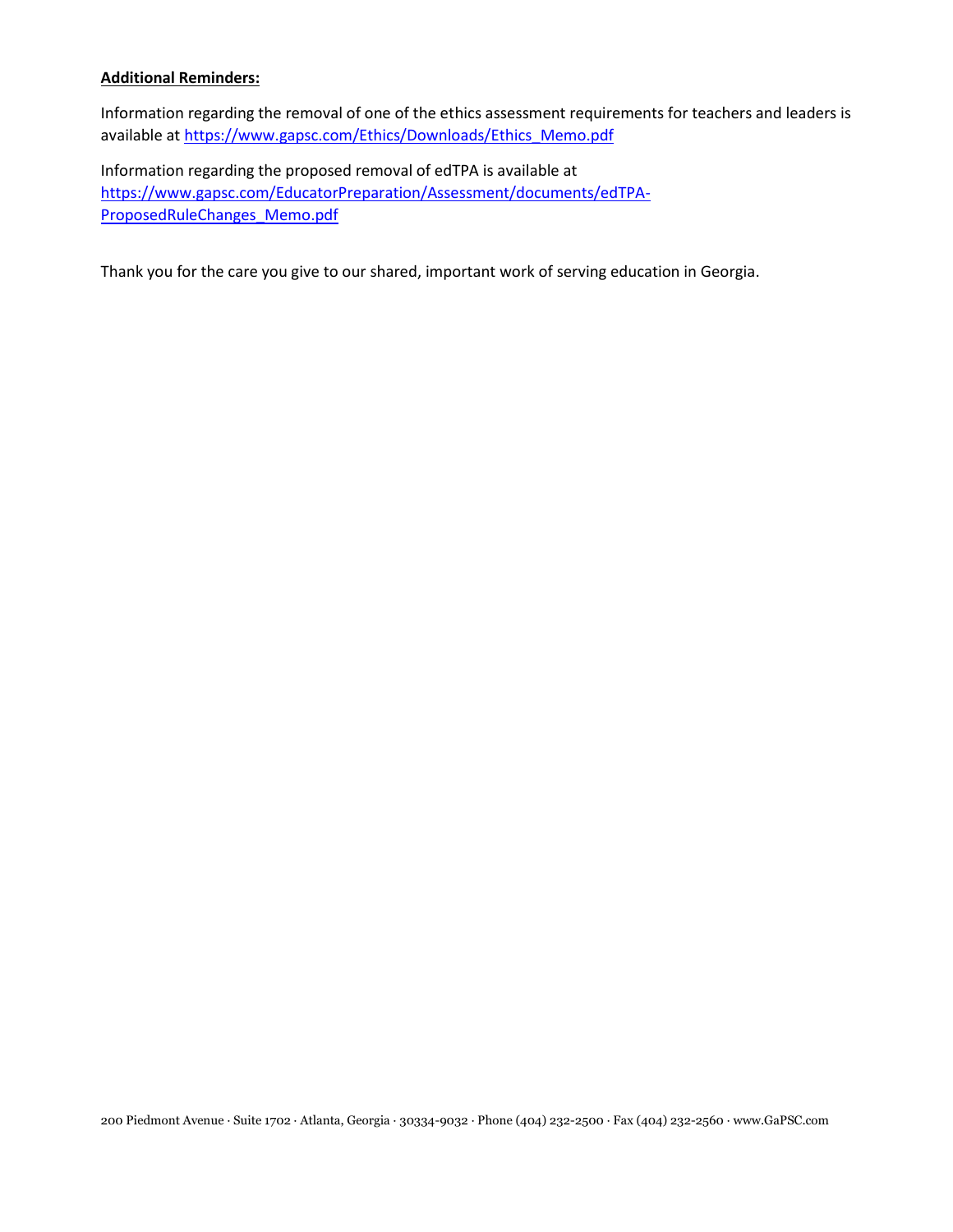**Additional Reminders:**

Information regarding the removal of one of the ethics assessment requirements for teachers and leaders is available at https://www.gapsc.com/Ethics/Downloads/Ethics_Memo.pdf

Information regarding the proposed removal of edTPA is available at https://www.gapsc.com/EducatorPreparation/Assessment/documents/edTPA-ProposedRuleChanges_Memo.pdf

Thank you for the care you give to our shared, important work of serving education in Georgia.